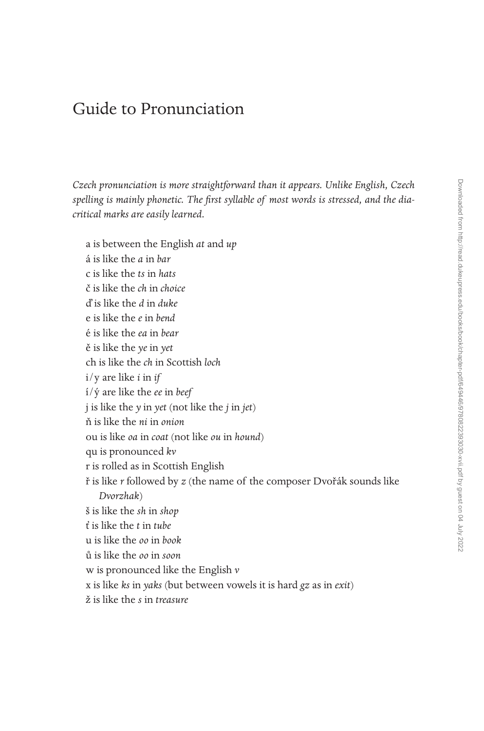# Guide to Pronunciation

*Czech pronunciation is more straightforward than it appears. Unlike English, Czech spelling is mainly phonetic. The first syllable of most words is stressed, and the diacritical marks are easily learned.*

a is between the English *at* and *up*
á is like the *a* in *bar*
c is like the *ts* in *hats*
č is like the *ch* in *choice*
ď is like the *d* in *duke*
e is like the *e* in *bend*
é is like the *ea* in *bear*
ě is like the *ye* in *yet*
ch is like the *ch* in Scottish *loch*
i / y are like *i* in *if*
í / ý are like the *ee* in *beef*
j is like the *y* in *yet* (not like the *j* in *jet*)
ň is like the *ni* in *onion*
ou is like *oa* in *coat* (not like *ou* in *hound*)
qu is pronounced *kv*
r is rolled as in Scottish English
ř is like *r* followed by *z* (the name of the composer Dvořák sounds like *Dvorzhak*)
š is like the *sh* in *shop*
ť is like the *t* in *tube*
u is like the *oo* in *book*
ů is like the *oo* in *soon*
w is pronounced like the English *v*
x is like *ks* in *yaks* (but between vowels it is hard *gz* as in *exit*)
ž is like the *s* in *treasure*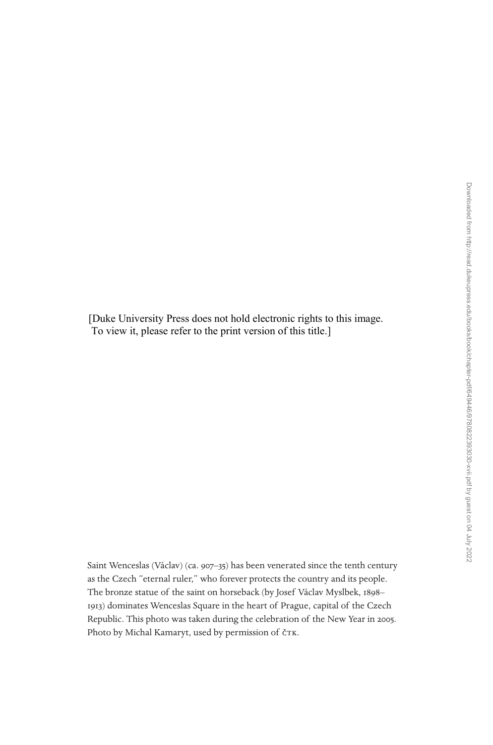[Duke University Press does not hold electronic rights to this image. To view it, please refer to the print version of this title.]

Saint Wenceslas (Václav) (ca. 907–35) has been venerated since the tenth century as the Czech "eternal ruler," who forever protects the country and its people. The bronze statue of the saint on horseback (by Josef Václav Myslbek, 1898–1913) dominates Wenceslas Square in the heart of Prague, capital of the Czech Republic. This photo was taken during the celebration of the New Year in 2005. Photo by Michal Kamaryt, used by permission of ČTK.